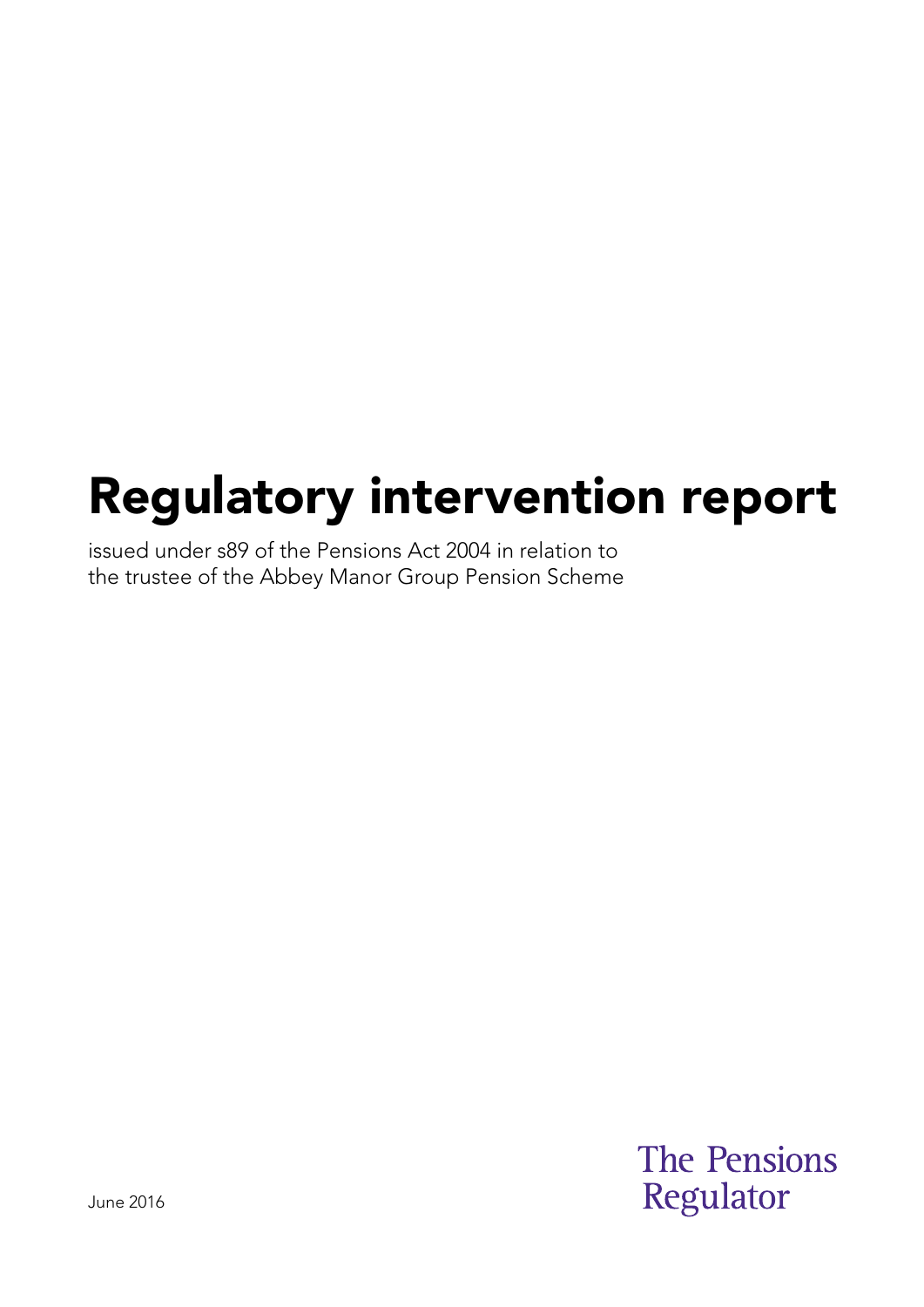# Regulatory intervention report

issued under s89 of the Pensions Act 2004 in relation to the trustee of the Abbey Manor Group Pension Scheme

June 2016

The Pensions Regulator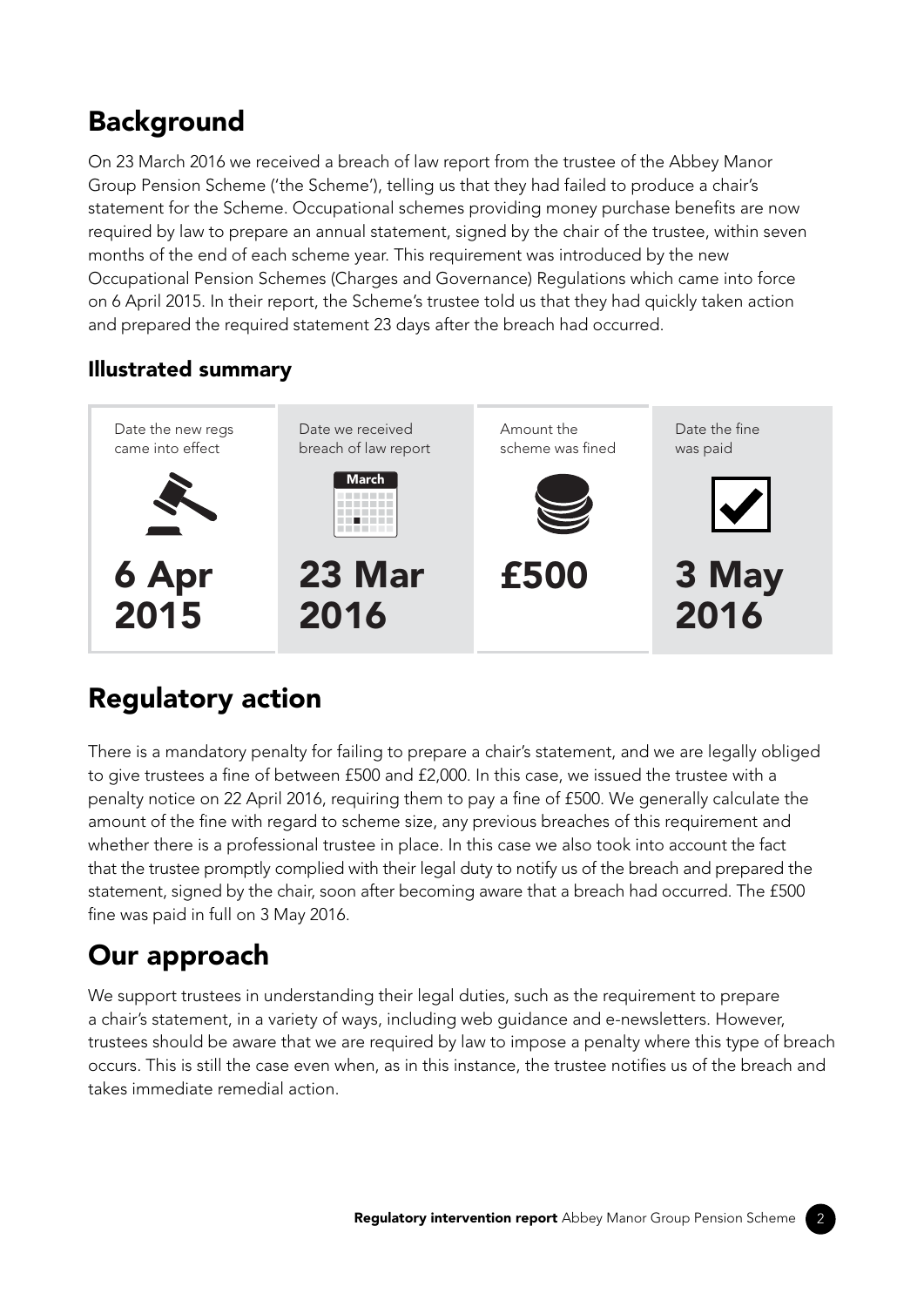## Background

On 23 March 2016 we received a breach of law report from the trustee of the Abbey Manor Group Pension Scheme ('the Scheme'), telling us that they had failed to produce a chair's statement for the Scheme. Occupational schemes providing money purchase benefits are now required by law to prepare an annual statement, signed by the chair of the trustee, within seven months of the end of each scheme year. This requirement was introduced by the new Occupational Pension Schemes (Charges and Governance) Regulations which came into force on 6 April 2015. In their report, the Scheme's trustee told us that they had quickly taken action and prepared the required statement 23 days after the breach had occurred.

### Illustrated summary

| Date the new regs came into effect | Date we received breach of law report | Amount the scheme was fined | Date the fine was paid |
|---|---|---|---|
| **6 Apr 2015** | **23 Mar 2016** | **£500** | **3 May 2016** |

## Regulatory action

There is a mandatory penalty for failing to prepare a chair's statement, and we are legally obliged to give trustees a fine of between £500 and £2,000. In this case, we issued the trustee with a penalty notice on 22 April 2016, requiring them to pay a fine of £500. We generally calculate the amount of the fine with regard to scheme size, any previous breaches of this requirement and whether there is a professional trustee in place. In this case we also took into account the fact that the trustee promptly complied with their legal duty to notify us of the breach and prepared the statement, signed by the chair, soon after becoming aware that a breach had occurred. The £500 fine was paid in full on 3 May 2016.

## Our approach

We support trustees in understanding their legal duties, such as the requirement to prepare a chair's statement, in a variety of ways, including web guidance and e-newsletters. However, trustees should be aware that we are required by law to impose a penalty where this type of breach occurs. This is still the case even when, as in this instance, the trustee notifies us of the breach and takes immediate remedial action.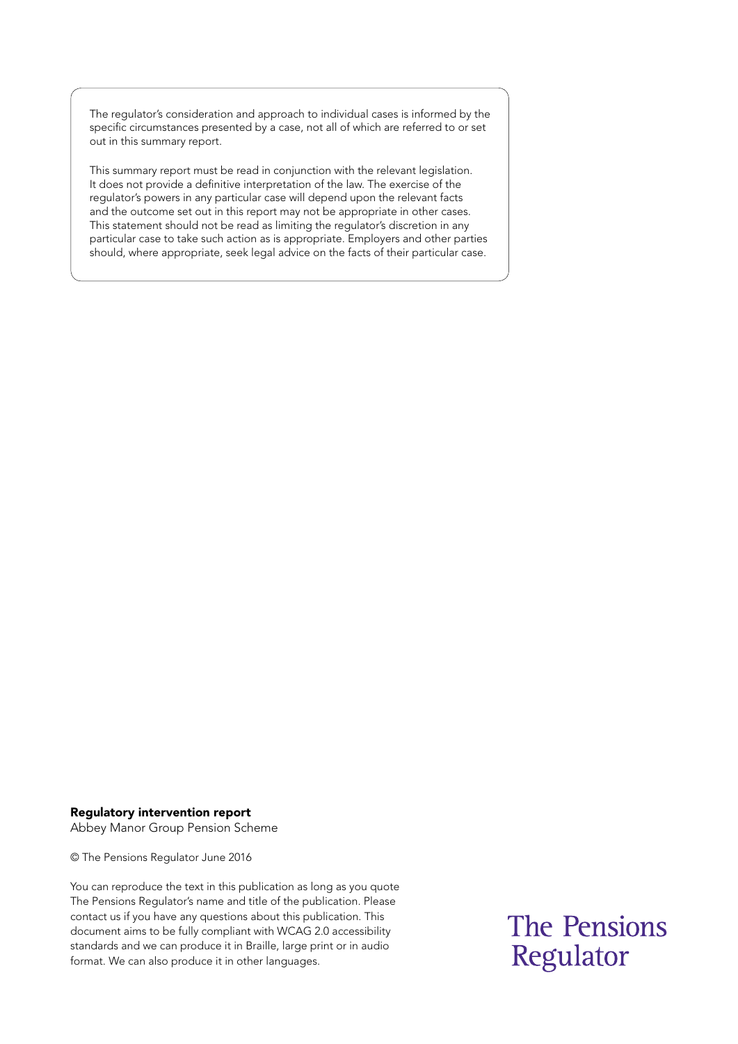The regulator's consideration and approach to individual cases is informed by the specific circumstances presented by a case, not all of which are referred to or set out in this summary report.

This summary report must be read in conjunction with the relevant legislation. It does not provide a definitive interpretation of the law. The exercise of the regulator's powers in any particular case will depend upon the relevant facts and the outcome set out in this report may not be appropriate in other cases. This statement should not be read as limiting the regulator's discretion in any particular case to take such action as is appropriate. Employers and other parties should, where appropriate, seek legal advice on the facts of their particular case.

**Regulatory intervention report**
Abbey Manor Group Pension Scheme

© The Pensions Regulator June 2016

You can reproduce the text in this publication as long as you quote The Pensions Regulator's name and title of the publication. Please contact us if you have any questions about this publication. This document aims to be fully compliant with WCAG 2.0 accessibility standards and we can produce it in Braille, large print or in audio format. We can also produce it in other languages.

The Pensions Regulator